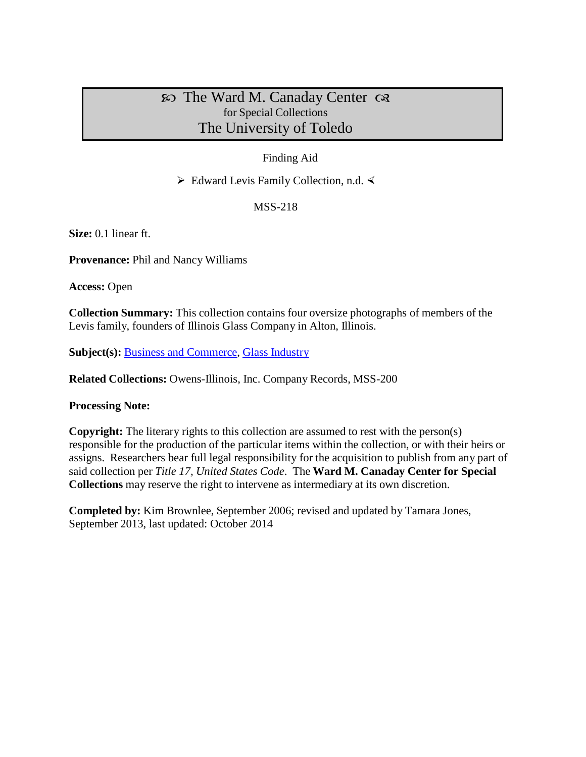# ꕥ The Ward M. Canaday Center ꕥ
for Special Collections
## The University of Toledo

Finding Aid

➢ Edward Levis Family Collection, n.d. ≺

MSS-218

**Size:** 0.1 linear ft.

**Provenance:** Phil and Nancy Williams

**Access:** Open

**Collection Summary:** This collection contains four oversize photographs of members of the Levis family, founders of Illinois Glass Company in Alton, Illinois.

**Subject(s):** Business and Commerce, Glass Industry

**Related Collections:** Owens-Illinois, Inc. Company Records, MSS-200

**Processing Note:**

**Copyright:** The literary rights to this collection are assumed to rest with the person(s) responsible for the production of the particular items within the collection, or with their heirs or assigns. Researchers bear full legal responsibility for the acquisition to publish from any part of said collection per *Title 17, United States Code*. The **Ward M. Canaday Center for Special Collections** may reserve the right to intervene as intermediary at its own discretion.

**Completed by:** Kim Brownlee, September 2006; revised and updated by Tamara Jones, September 2013, last updated: October 2014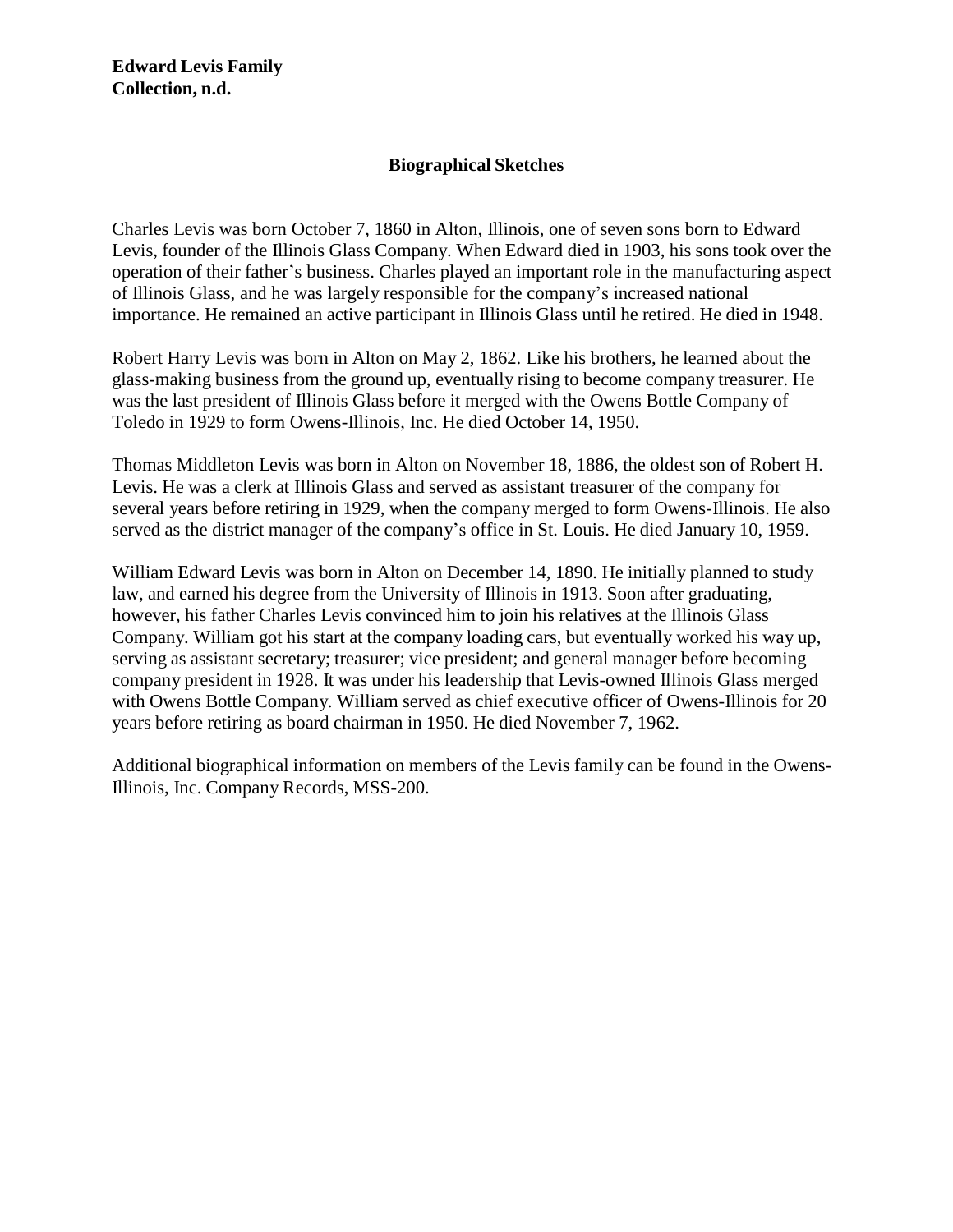**Edward Levis Family Collection, n.d.**

## Biographical Sketches

Charles Levis was born October 7, 1860 in Alton, Illinois, one of seven sons born to Edward Levis, founder of the Illinois Glass Company. When Edward died in 1903, his sons took over the operation of their father's business. Charles played an important role in the manufacturing aspect of Illinois Glass, and he was largely responsible for the company's increased national importance. He remained an active participant in Illinois Glass until he retired. He died in 1948.

Robert Harry Levis was born in Alton on May 2, 1862. Like his brothers, he learned about the glass-making business from the ground up, eventually rising to become company treasurer. He was the last president of Illinois Glass before it merged with the Owens Bottle Company of Toledo in 1929 to form Owens-Illinois, Inc. He died October 14, 1950.

Thomas Middleton Levis was born in Alton on November 18, 1886, the oldest son of Robert H. Levis. He was a clerk at Illinois Glass and served as assistant treasurer of the company for several years before retiring in 1929, when the company merged to form Owens-Illinois. He also served as the district manager of the company's office in St. Louis. He died January 10, 1959.

William Edward Levis was born in Alton on December 14, 1890. He initially planned to study law, and earned his degree from the University of Illinois in 1913. Soon after graduating, however, his father Charles Levis convinced him to join his relatives at the Illinois Glass Company. William got his start at the company loading cars, but eventually worked his way up, serving as assistant secretary; treasurer; vice president; and general manager before becoming company president in 1928. It was under his leadership that Levis-owned Illinois Glass merged with Owens Bottle Company. William served as chief executive officer of Owens-Illinois for 20 years before retiring as board chairman in 1950. He died November 7, 1962.

Additional biographical information on members of the Levis family can be found in the Owens-Illinois, Inc. Company Records, MSS-200.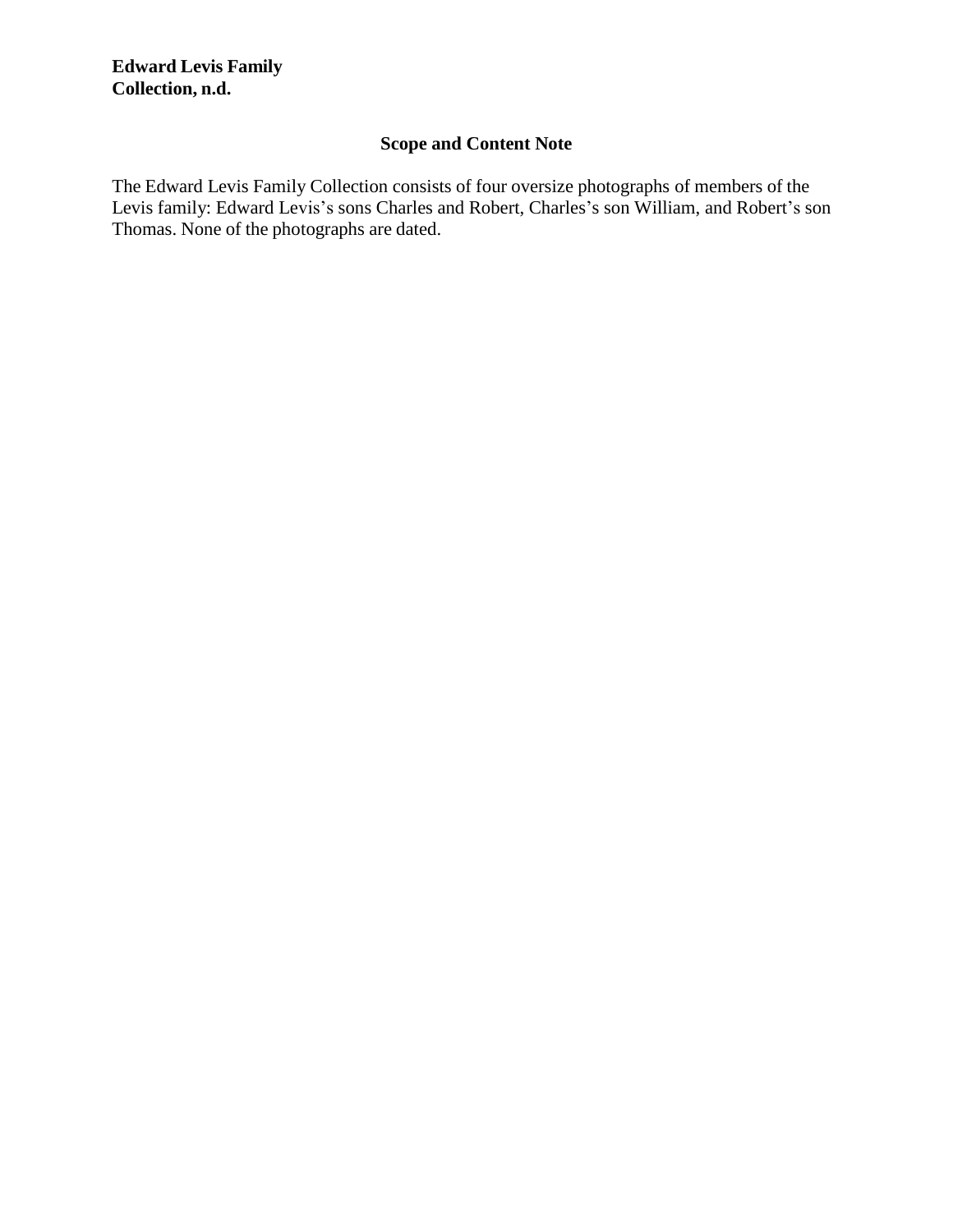**Edward Levis Family Collection, n.d.**

## Scope and Content Note

The Edward Levis Family Collection consists of four oversize photographs of members of the Levis family: Edward Levis's sons Charles and Robert, Charles's son William, and Robert's son Thomas. None of the photographs are dated.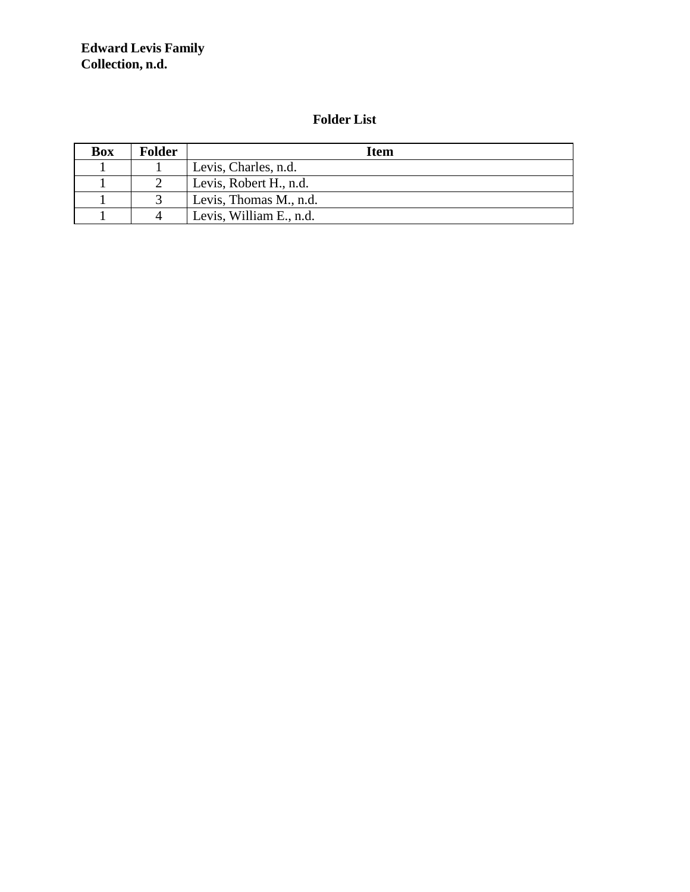**Edward Levis Family Collection, n.d.**

## Folder List

| Box | Folder | Item |
|---|---|---|
| 1 | 1 | Levis, Charles, n.d. |
| 1 | 2 | Levis, Robert H., n.d. |
| 1 | 3 | Levis, Thomas M., n.d. |
| 1 | 4 | Levis, William E., n.d. |